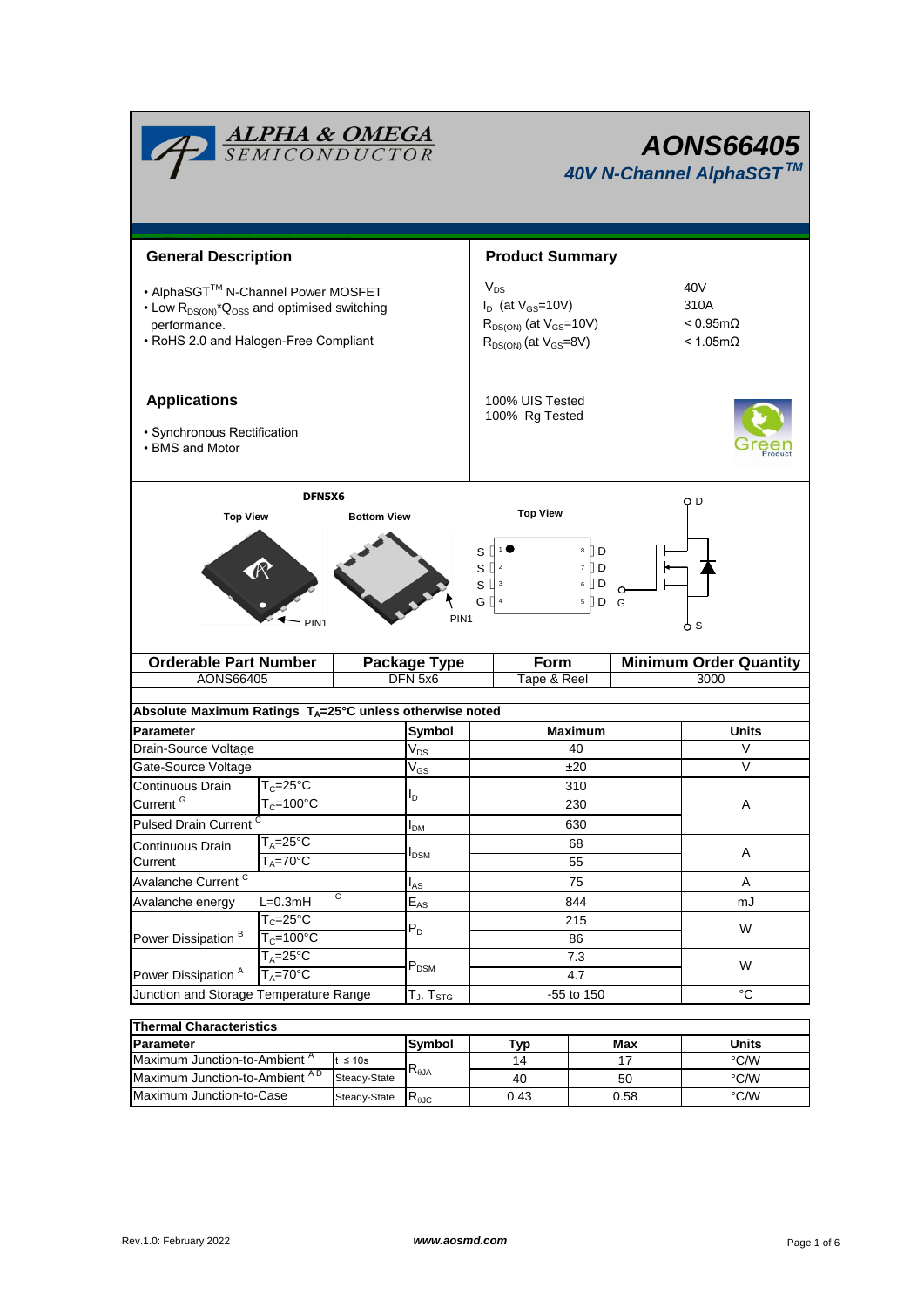# AONS66405

*40V N-Channel AlphaSGT™*

## General Description

- AlphaSGT™ N-Channel Power MOSFET
- Low $R_{DS(ON)}$*$Q_{OSS}$ and optimised switching performance.
- RoHS 2.0 and Halogen-Free Compliant

## Product Summary

| | |
|---|---|
| $V_{DS}$ | 40V |
| $I_D$ (at $V_{GS}$=10V) | 310A |
| $R_{DS(ON)}$ (at $V_{GS}$=10V) | < 0.95mΩ |
| $R_{DS(ON)}$ (at $V_{GS}$=8V) | < 1.05mΩ |

100% UIS Tested
100% Rg Tested

## Applications

- Synchronous Rectification
- BMS and Motor

DFN5X6

Top View | Bottom View | Top View

PIN1 | PIN1

S 1 | 8 D
S 2 | 7 D
S 3 | 6 D
G 4 | 5 D

D, G, S

| Orderable Part Number | Package Type | Form | Minimum Order Quantity |
|---|---|---|---|
| AONS66405 | DFN 5x6 | Tape & Reel | 3000 |

**Absolute Maximum Ratings $T_A$=25°C unless otherwise noted**

| Parameter | | Symbol | Maximum | Units |
|---|---|---|---|---|
| Drain-Source Voltage | | $V_{DS}$ | 40 | V |
| Gate-Source Voltage | | $V_{GS}$ | ±20 | V |
| Continuous Drain Current [G] | $T_C$=25°C | $I_D$ | 310 | A |
| | $T_C$=100°C | | 230 | |
| Pulsed Drain Current [C] | | $I_{DM}$ | 630 | |
| Continuous Drain Current | $T_A$=25°C | $I_{DSM}$ | 68 | A |
| | $T_A$=70°C | | 55 | |
| Avalanche Current [C] | | $I_{AS}$ | 75 | A |
| Avalanche energy | L=0.3mH [C] | $E_{AS}$ | 844 | mJ |
| Power Dissipation [B] | $T_C$=25°C | $P_D$ | 215 | W |
| | $T_C$=100°C | | 86 | |
| Power Dissipation [A] | $T_A$=25°C | $P_{DSM}$ | 7.3 | W |
| | $T_A$=70°C | | 4.7 | |
| Junction and Storage Temperature Range | | $T_J$, $T_{STG}$ | -55 to 150 | °C |

**Thermal Characteristics**

| Parameter | | Symbol | Typ | Max | Units |
|---|---|---|---|---|---|
| Maximum Junction-to-Ambient [A] | t ≤ 10s | $R_{θJA}$ | 14 | 17 | °C/W |
| Maximum Junction-to-Ambient [A D] | Steady-State | | 40 | 50 | °C/W |
| Maximum Junction-to-Case | Steady-State | $R_{θJC}$ | 0.43 | 0.58 | °C/W |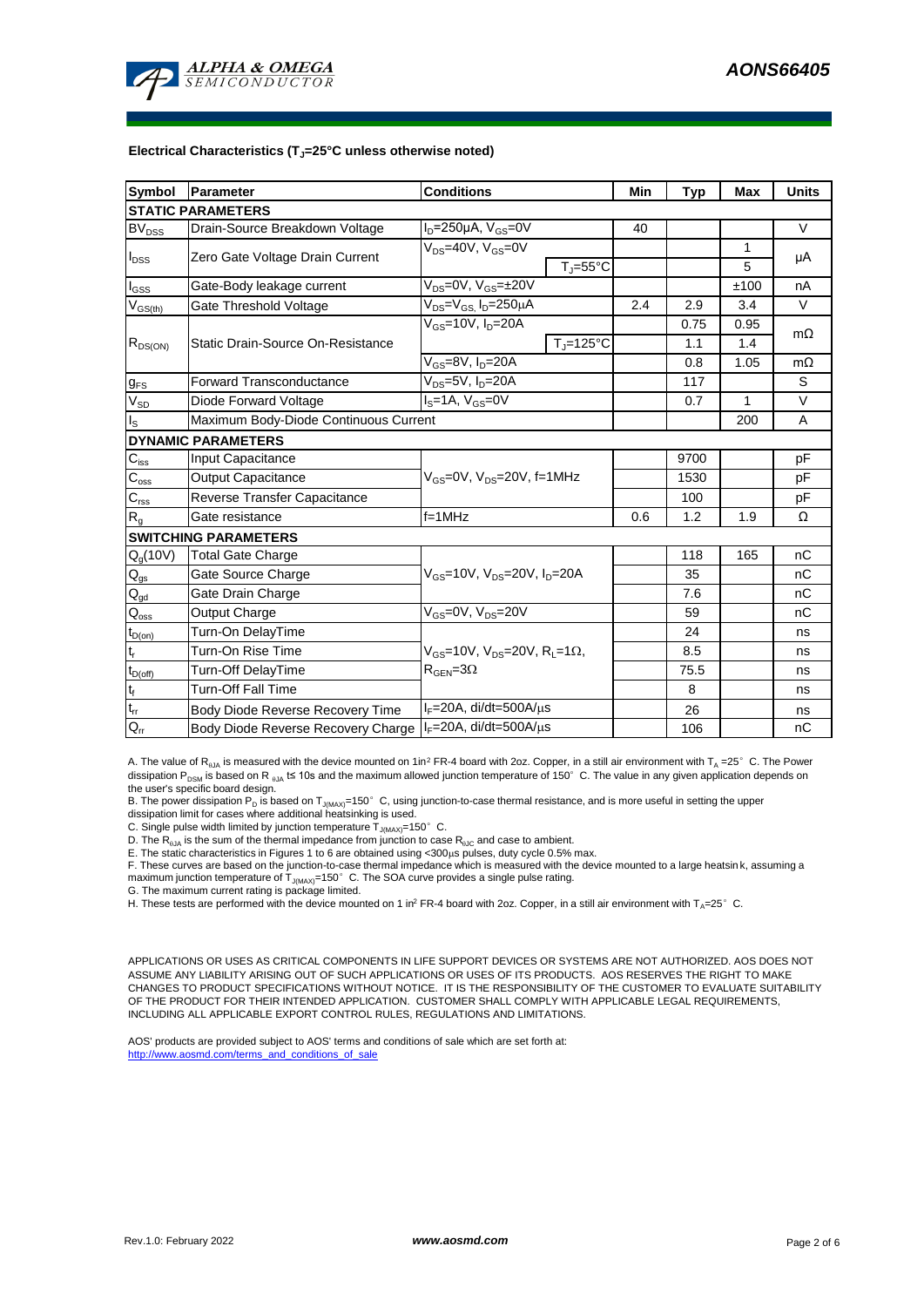**Electrical Characteristics ($T_J$=25°C unless otherwise noted)**

| Symbol | Parameter | Conditions | | Min | Typ | Max | Units |
|---|---|---|---|---|---|---|---|
| **STATIC PARAMETERS** | | | | | | | |
| $BV_{DSS}$ | Drain-Source Breakdown Voltage | $I_D$=250µA, $V_{GS}$=0V | | 40 | | | V |
| $I_{DSS}$ | Zero Gate Voltage Drain Current | $V_{DS}$=40V, $V_{GS}$=0V | | | | 1 | µA |
| | | | $T_J$=55°C | | | 5 | |
| $I_{GSS}$ | Gate-Body leakage current | $V_{DS}$=0V, $V_{GS}$=±20V | | | | ±100 | nA |
| $V_{GS(th)}$ | Gate Threshold Voltage | $V_{DS}$=$V_{GS}$, $I_D$=250µA | | 2.4 | 2.9 | 3.4 | V |
| $R_{DS(ON)}$ | Static Drain-Source On-Resistance | $V_{GS}$=10V, $I_D$=20A | | | 0.75 | 0.95 | mΩ |
| | | | $T_J$=125°C | | 1.1 | 1.4 | |
| | | $V_{GS}$=8V, $I_D$=20A | | | 0.8 | 1.05 | mΩ |
| $g_{FS}$ | Forward Transconductance | $V_{DS}$=5V, $I_D$=20A | | | 117 | | S |
| $V_{SD}$ | Diode Forward Voltage | $I_S$=1A, $V_{GS}$=0V | | | 0.7 | 1 | V |
| $I_S$ | Maximum Body-Diode Continuous Current | | | | | 200 | A |
| **DYNAMIC PARAMETERS** | | | | | | | |
| $C_{iss}$ | Input Capacitance | $V_{GS}$=0V, $V_{DS}$=20V, f=1MHz | | | 9700 | | pF |
| $C_{oss}$ | Output Capacitance | | | | 1530 | | pF |
| $C_{rss}$ | Reverse Transfer Capacitance | | | | 100 | | pF |
| $R_g$ | Gate resistance | f=1MHz | | 0.6 | 1.2 | 1.9 | Ω |
| **SWITCHING PARAMETERS** | | | | | | | |
| $Q_g$(10V) | Total Gate Charge | $V_{GS}$=10V, $V_{DS}$=20V, $I_D$=20A | | | 118 | 165 | nC |
| $Q_{gs}$ | Gate Source Charge | | | | 35 | | nC |
| $Q_{gd}$ | Gate Drain Charge | | | | 7.6 | | nC |
| $Q_{oss}$ | Output Charge | $V_{GS}$=0V, $V_{DS}$=20V | | | 59 | | nC |
| $t_{D(on)}$ | Turn-On DelayTime | $V_{GS}$=10V, $V_{DS}$=20V, $R_L$=1Ω, $R_{GEN}$=3Ω | | | 24 | | ns |
| $t_r$ | Turn-On Rise Time | | | | 8.5 | | ns |
| $t_{D(off)}$ | Turn-Off DelayTime | | | | 75.5 | | ns |
| $t_f$ | Turn-Off Fall Time | | | | 8 | | ns |
| $t_{rr}$ | Body Diode Reverse Recovery Time | $I_F$=20A, di/dt=500A/µs | | | 26 | | ns |
| $Q_{rr}$ | Body Diode Reverse Recovery Charge | $I_F$=20A, di/dt=500A/µs | | | 106 | | nC |

A. The value of $R_{\theta JA}$ is measured with the device mounted on 1in² FR-4 board with 2oz. Copper, in a still air environment with $T_A$ =25° C. The Power dissipation $P_{DSM}$ is based on R $_{\theta JA}$ t≤ 10s and the maximum allowed junction temperature of 150° C. The value in any given application depends on the user's specific board design.

B. The power dissipation $P_D$ is based on $T_{J(MAX)}$=150° C, using junction-to-case thermal resistance, and is more useful in setting the upper dissipation limit for cases where additional heatsinking is used.

C. Single pulse width limited by junction temperature $T_{J(MAX)}$=150° C.

D. The $R_{\theta JA}$ is the sum of the thermal impedance from junction to case $R_{\theta JC}$ and case to ambient.

E. The static characteristics in Figures 1 to 6 are obtained using <300µs pulses, duty cycle 0.5% max.

F. These curves are based on the junction-to-case thermal impedance which is measured with the device mounted to a large heatsink, assuming a maximum junction temperature of $T_{J(MAX)}$=150° C. The SOA curve provides a single pulse rating.

G. The maximum current rating is package limited.

H. These tests are performed with the device mounted on 1 in² FR-4 board with 2oz. Copper, in a still air environment with $T_A$=25° C.

APPLICATIONS OR USES AS CRITICAL COMPONENTS IN LIFE SUPPORT DEVICES OR SYSTEMS ARE NOT AUTHORIZED. AOS DOES NOT ASSUME ANY LIABILITY ARISING OUT OF SUCH APPLICATIONS OR USES OF ITS PRODUCTS. AOS RESERVES THE RIGHT TO MAKE CHANGES TO PRODUCT SPECIFICATIONS WITHOUT NOTICE. IT IS THE RESPONSIBILITY OF THE CUSTOMER TO EVALUATE SUITABILITY OF THE PRODUCT FOR THEIR INTENDED APPLICATION. CUSTOMER SHALL COMPLY WITH APPLICABLE LEGAL REQUIREMENTS, INCLUDING ALL APPLICABLE EXPORT CONTROL RULES, REGULATIONS AND LIMITATIONS.

AOS' products are provided subject to AOS' terms and conditions of sale which are set forth at:
http://www.aosmd.com/terms_and_conditions_of_sale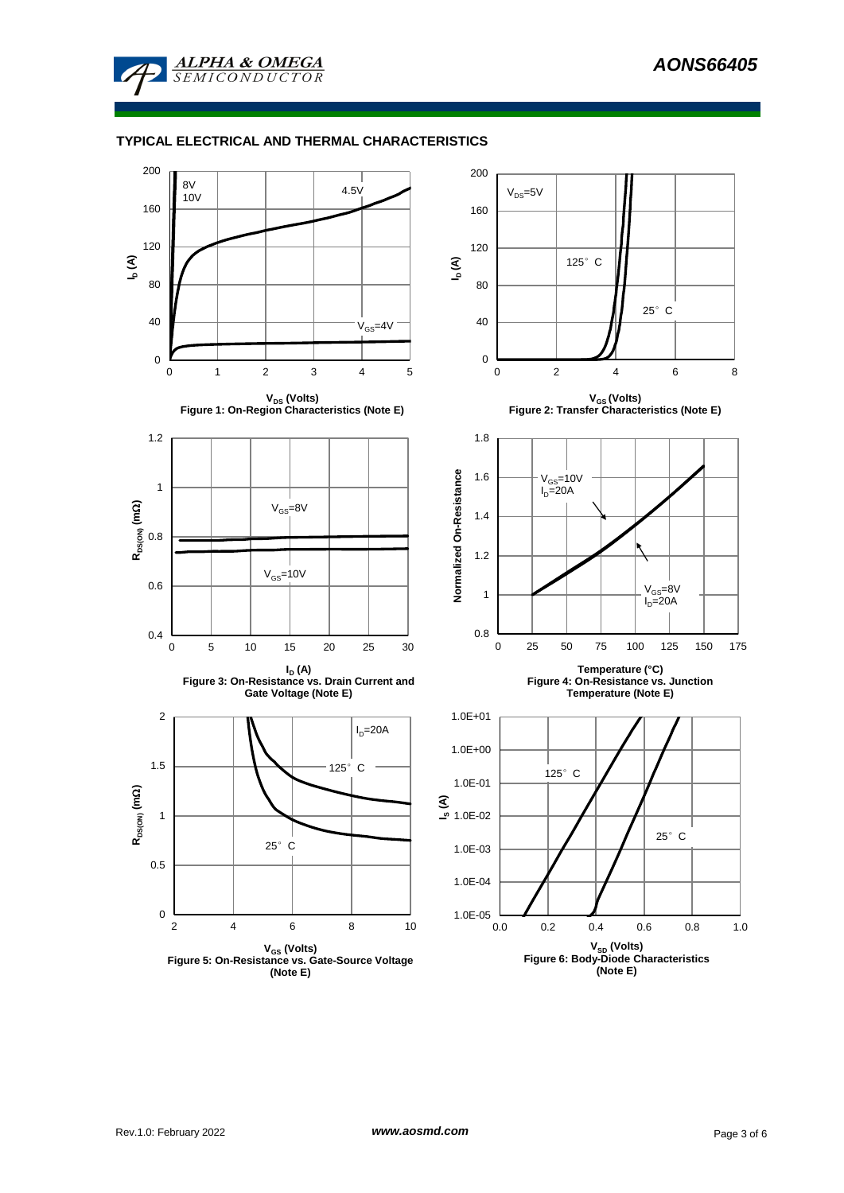## TYPICAL ELECTRICAL AND THERMAL CHARACTERISTICS

**Figure 1: On-Region Characteristics (Note E)**

**Figure 2: Transfer Characteristics (Note E)**

**Figure 3: On-Resistance vs. Drain Current and Gate Voltage (Note E)**

**Figure 4: On-Resistance vs. Junction Temperature (Note E)**

**Figure 5: On-Resistance vs. Gate-Source Voltage (Note E)**

**Figure 6: Body-Diode Characteristics (Note E)**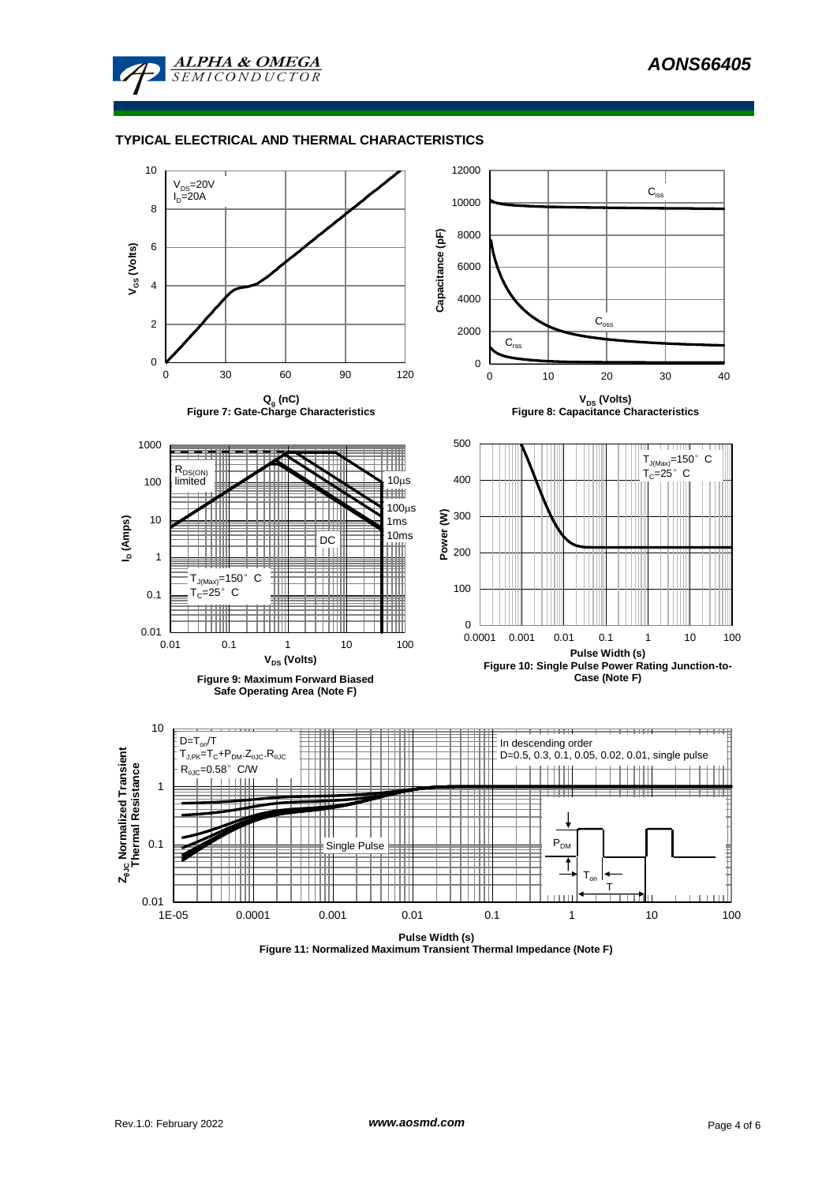## TYPICAL ELECTRICAL AND THERMAL CHARACTERISTICS

$V_{DS}$=20V
$I_D$=20A

$V_{GS}$ (Volts)

$Q_g$ (nC)

Figure 7: Gate-Charge Characteristics

$C_{iss}$

$C_{oss}$

$C_{rss}$

Capacitance (pF)

$V_{DS}$ (Volts)

Figure 8: Capacitance Characteristics

$R_{DS(ON)}$ limited

10µs

100µs

1ms

10ms

DC

$T_{J(Max)}$=150° C

$T_C$=25° C

$I_D$ (Amps)

$V_{DS}$ (Volts)

Figure 9: Maximum Forward Biased Safe Operating Area (Note F)

$T_{J(Max)}$=150° C

$T_C$=25° C

Power (W)

Pulse Width (s)

Figure 10: Single Pulse Power Rating Junction-to-Case (Note F)

$D=T_{on}/T$

$T_{J,PK}=T_C+P_{DM}.Z_{\theta JC}.R_{\theta JC}$

$R_{\theta JC}$=0.58° C/W

In descending order
D=0.5, 0.3, 0.1, 0.05, 0.02, 0.01, single pulse

Single Pulse

$P_{DM}$

$T_{on}$

T

$Z_{\theta JC}$ Normalized Transient Thermal Resistance

Pulse Width (s)

Figure 11: Normalized Maximum Transient Thermal Impedance (Note F)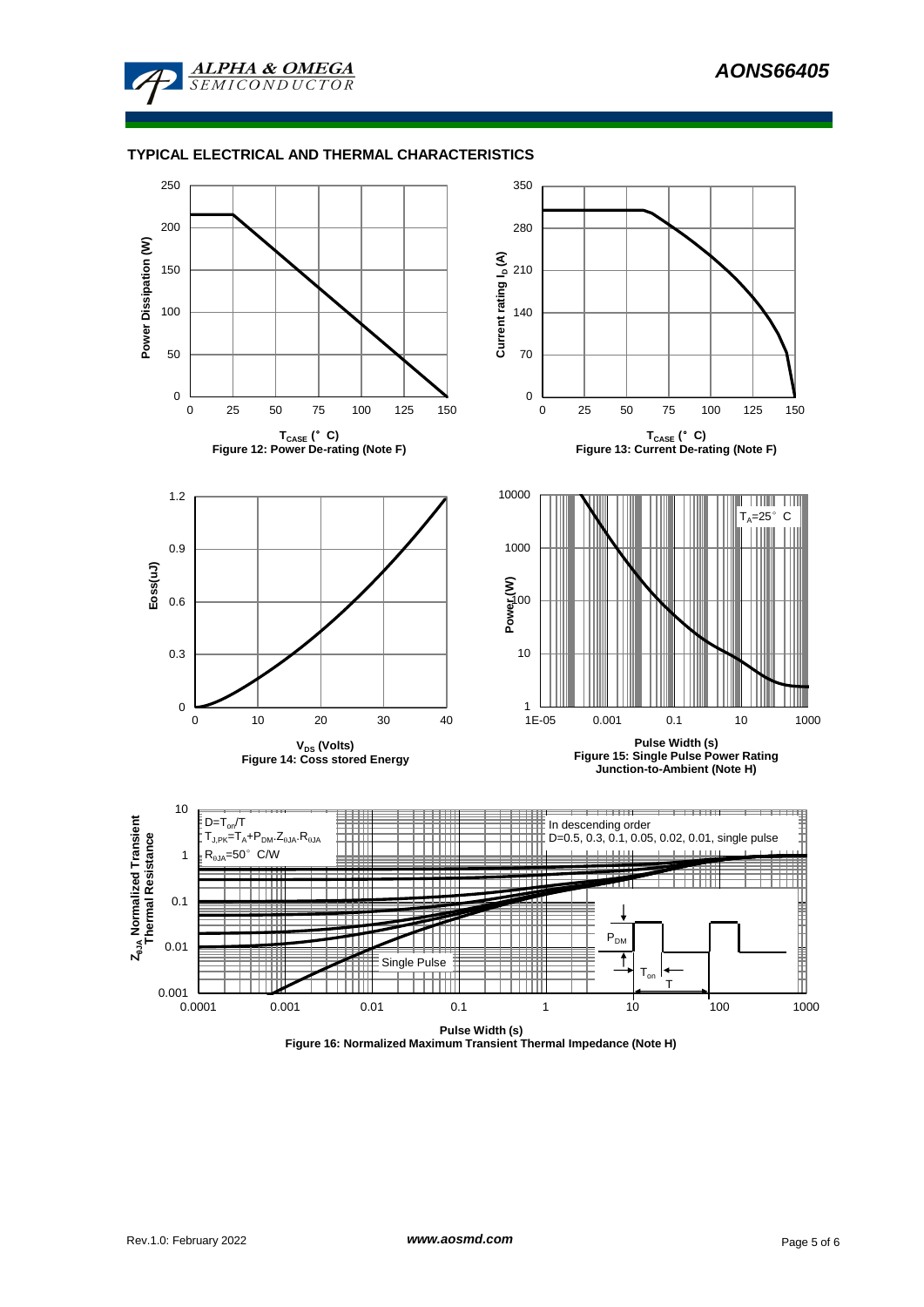## TYPICAL ELECTRICAL AND THERMAL CHARACTERISTICS

Figure 12: Power De-rating (Note F)

Figure 13: Current De-rating (Note F)

Figure 14: Coss stored Energy

Figure 15: Single Pulse Power Rating Junction-to-Ambient (Note H)

Figure 16: Normalized Maximum Transient Thermal Impedance (Note H)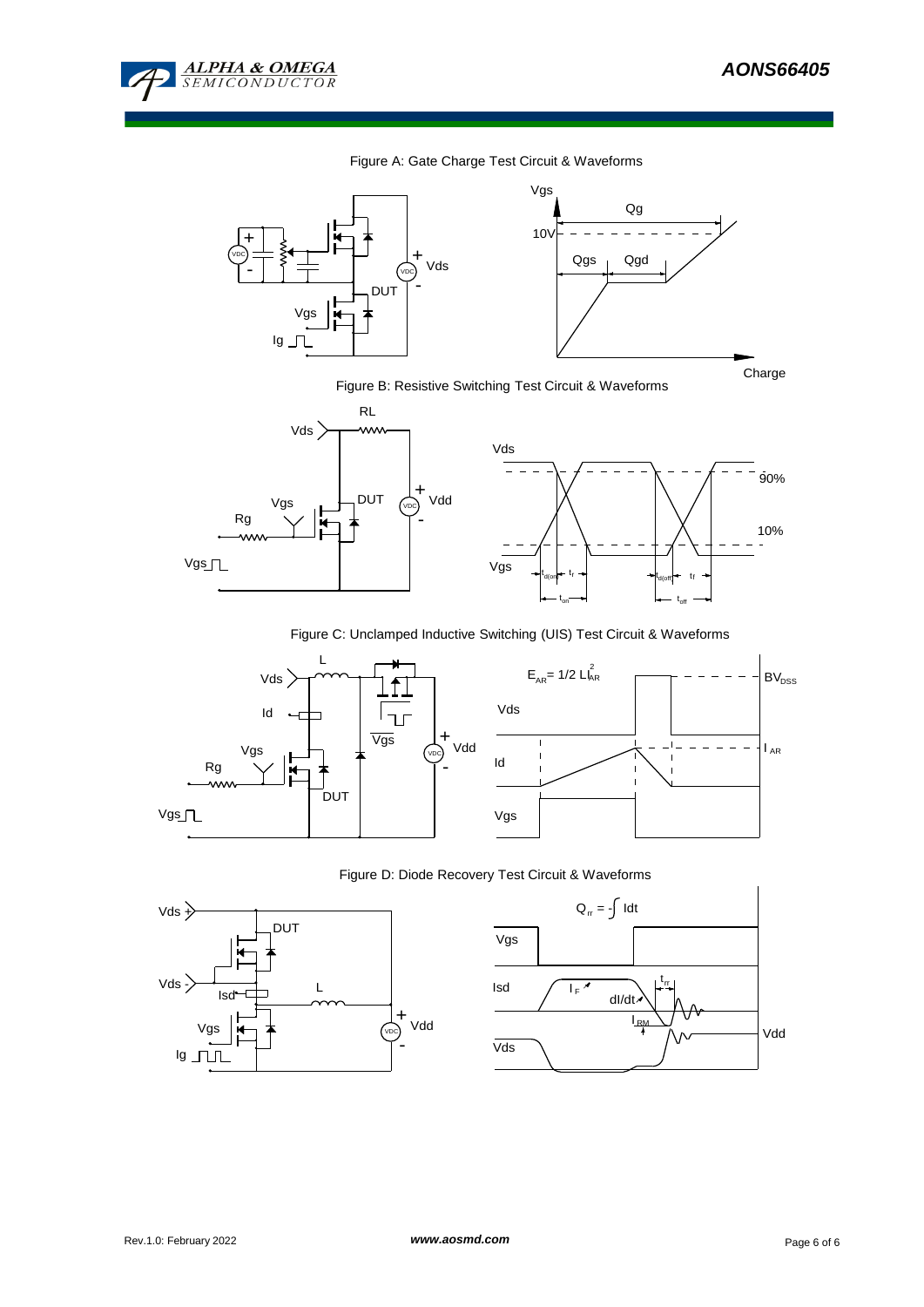Figure A: Gate Charge Test Circuit & Waveforms

VDC
\+
\-
Vgs
Ig
DUT
\+
VDC
Vds
\-

Vgs
Qg
10V
Qgs
Qgd
Charge

Figure B: Resistive Switching Test Circuit & Waveforms

RL
Vds
Vgs
Rg
Vgs
DUT
\+
VDC
Vdd
\-

Vds
90%
10%
Vgs
$t_{d(on)}$
$t_r$
$t_{on}$
$t_{d(off)}$
$t_f$
$t_{off}$

Figure C: Unclamped Inductive Switching (UIS) Test Circuit & Waveforms

L
Vds
Id
Vgs
Rg
Vgs
DUT
Vgs
\+
VDC
Vdd
\-

$E_{AR} = 1/2\ LI_{AR}^2$
$BV_{DSS}$
Vds
Id
$I_{AR}$
Vgs

Figure D: Diode Recovery Test Circuit & Waveforms

Vds +
DUT
Vds -
Isd
L
Vgs
Ig
\+
VDC
Vdd
\-

$Q_{rr} = -\int Idt$
Vgs
Isd
$I_F$
dI/dt
$t_{rr}$
$I_{RM}$
Vds
Vdd